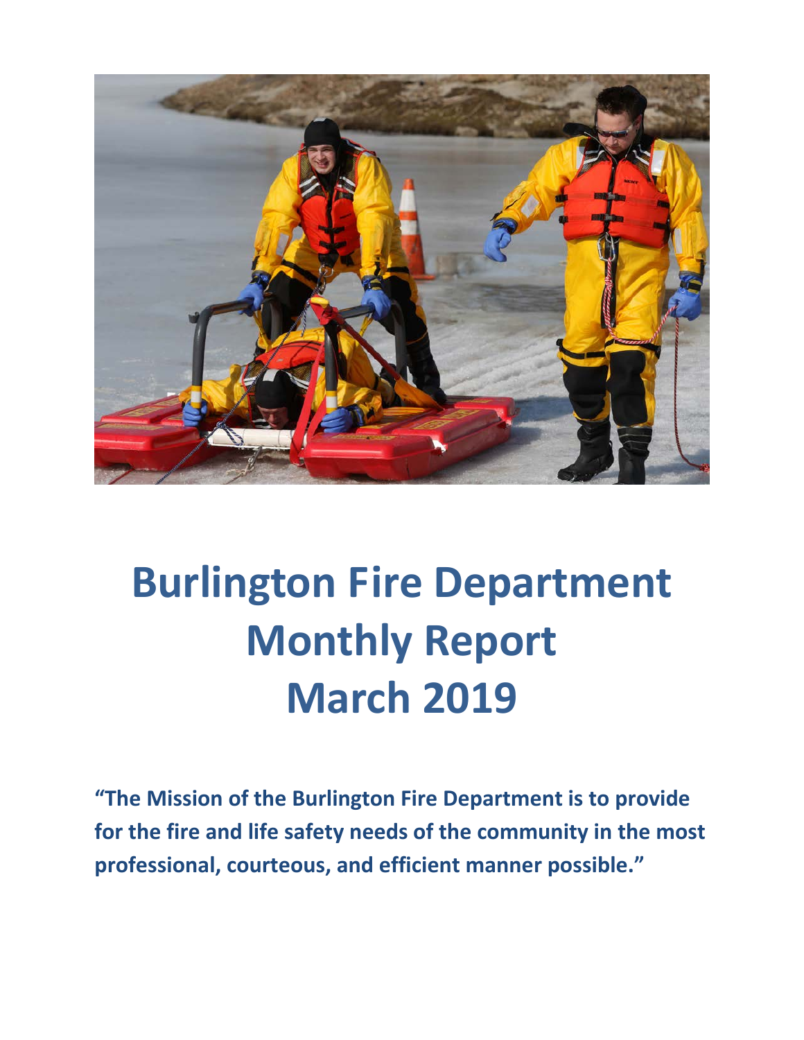# Burlington Fire Department Monthly Report March 2019

**“The Mission of the Burlington Fire Department is to provide for the fire and life safety needs of the community in the most professional, courteous, and efficient manner possible.”**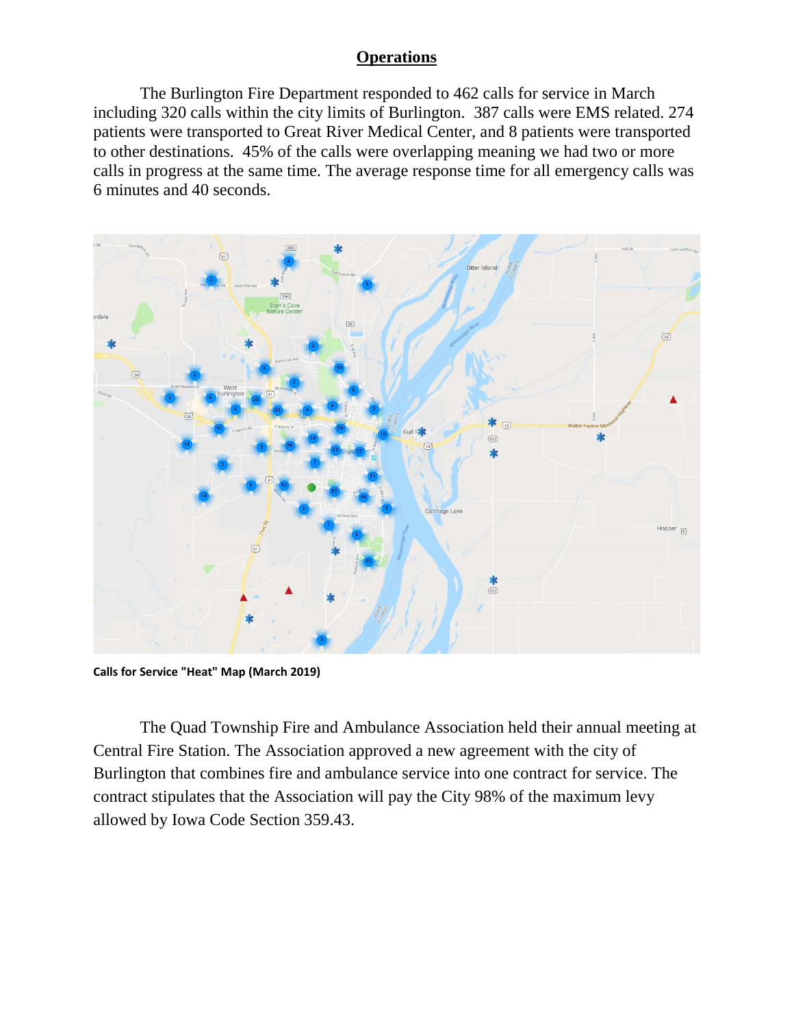## Operations

The Burlington Fire Department responded to 462 calls for service in March including 320 calls within the city limits of Burlington. 387 calls were EMS related. 274 patients were transported to Great River Medical Center, and 8 patients were transported to other destinations. 45% of the calls were overlapping meaning we had two or more calls in progress at the same time. The average response time for all emergency calls was 6 minutes and 40 seconds.

**Calls for Service "Heat" Map (March 2019)**

The Quad Township Fire and Ambulance Association held their annual meeting at Central Fire Station. The Association approved a new agreement with the city of Burlington that combines fire and ambulance service into one contract for service. The contract stipulates that the Association will pay the City 98% of the maximum levy allowed by Iowa Code Section 359.43.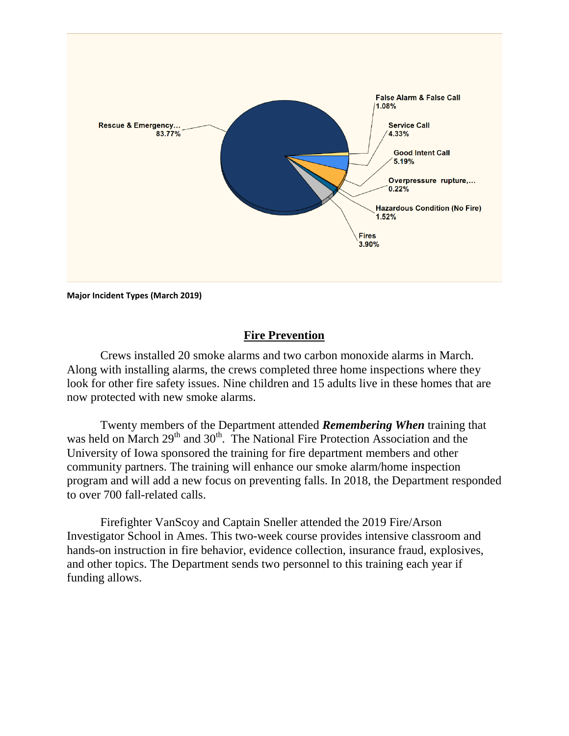Rescue & Emergency... 83.77%
False Alarm & False Call 1.08%
Service Call 4.33%
Good Intent Call 5.19%
Overpressure rupture,... 0.22%
Hazardous Condition (No Fire) 1.52%
Fires 3.90%

**Major Incident Types (March 2019)**

## Fire Prevention

Crews installed 20 smoke alarms and two carbon monoxide alarms in March. Along with installing alarms, the crews completed three home inspections where they look for other fire safety issues. Nine children and 15 adults live in these homes that are now protected with new smoke alarms.

Twenty members of the Department attended ***Remembering When*** training that was held on March 29th and 30th. The National Fire Protection Association and the University of Iowa sponsored the training for fire department members and other community partners. The training will enhance our smoke alarm/home inspection program and will add a new focus on preventing falls. In 2018, the Department responded to over 700 fall-related calls.

Firefighter VanScoy and Captain Sneller attended the 2019 Fire/Arson Investigator School in Ames. This two-week course provides intensive classroom and hands-on instruction in fire behavior, evidence collection, insurance fraud, explosives, and other topics. The Department sends two personnel to this training each year if funding allows.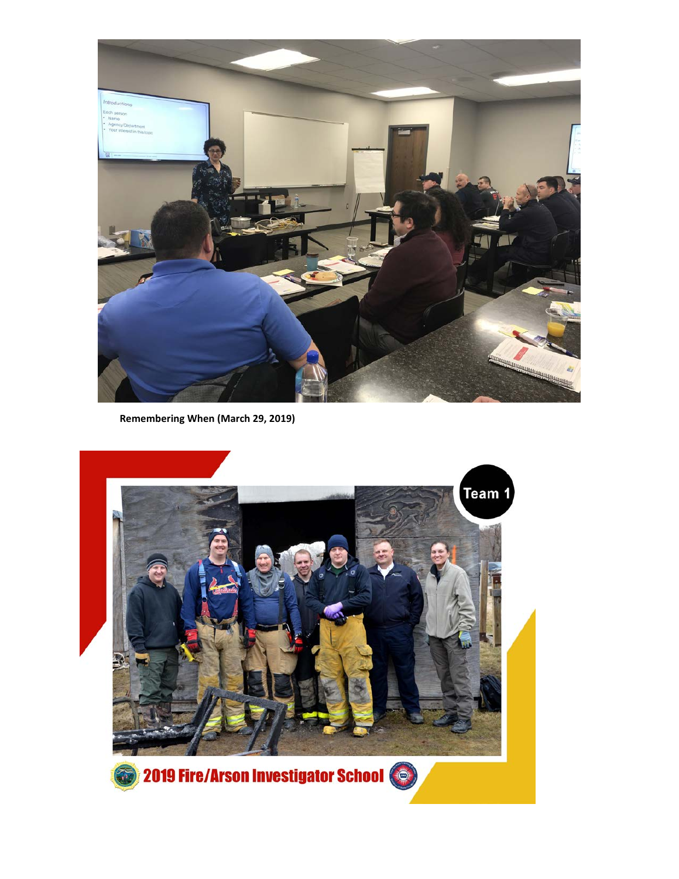**Remembering When (March 29, 2019)**

2019 Fire/Arson Investigator School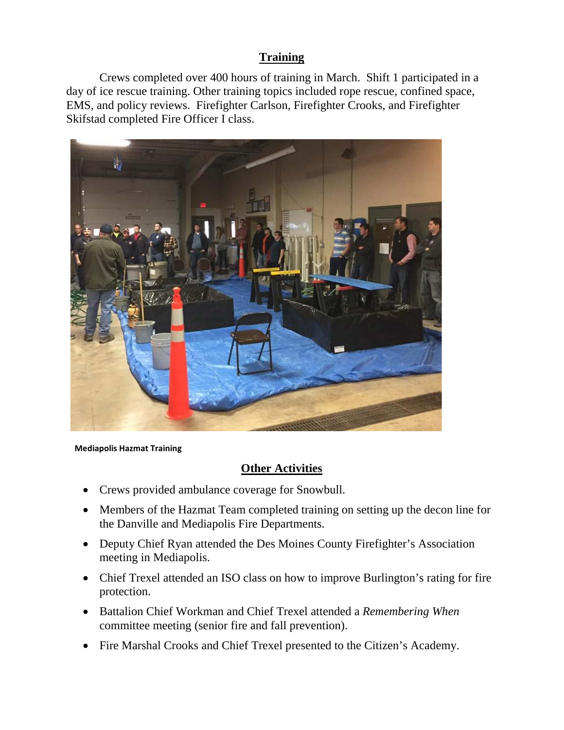## Training

Crews completed over 400 hours of training in March. Shift 1 participated in a day of ice rescue training. Other training topics included rope rescue, confined space, EMS, and policy reviews. Firefighter Carlson, Firefighter Crooks, and Firefighter Skifstad completed Fire Officer I class.

**Mediapolis Hazmat Training**

## Other Activities

- Crews provided ambulance coverage for Snowbull.
- Members of the Hazmat Team completed training on setting up the decon line for the Danville and Mediapolis Fire Departments.
- Deputy Chief Ryan attended the Des Moines County Firefighter's Association meeting in Mediapolis.
- Chief Trexel attended an ISO class on how to improve Burlington's rating for fire protection.
- Battalion Chief Workman and Chief Trexel attended a *Remembering When* committee meeting (senior fire and fall prevention).
- Fire Marshal Crooks and Chief Trexel presented to the Citizen's Academy.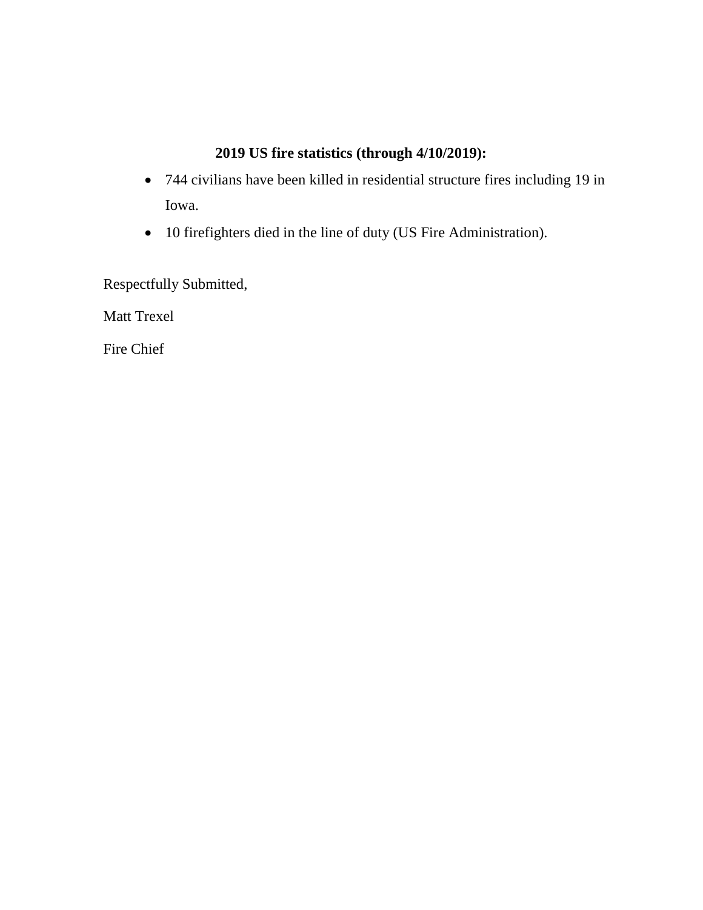**2019 US fire statistics (through 4/10/2019):**

- 744 civilians have been killed in residential structure fires including 19 in Iowa.
- 10 firefighters died in the line of duty (US Fire Administration).

Respectfully Submitted,

Matt Trexel

Fire Chief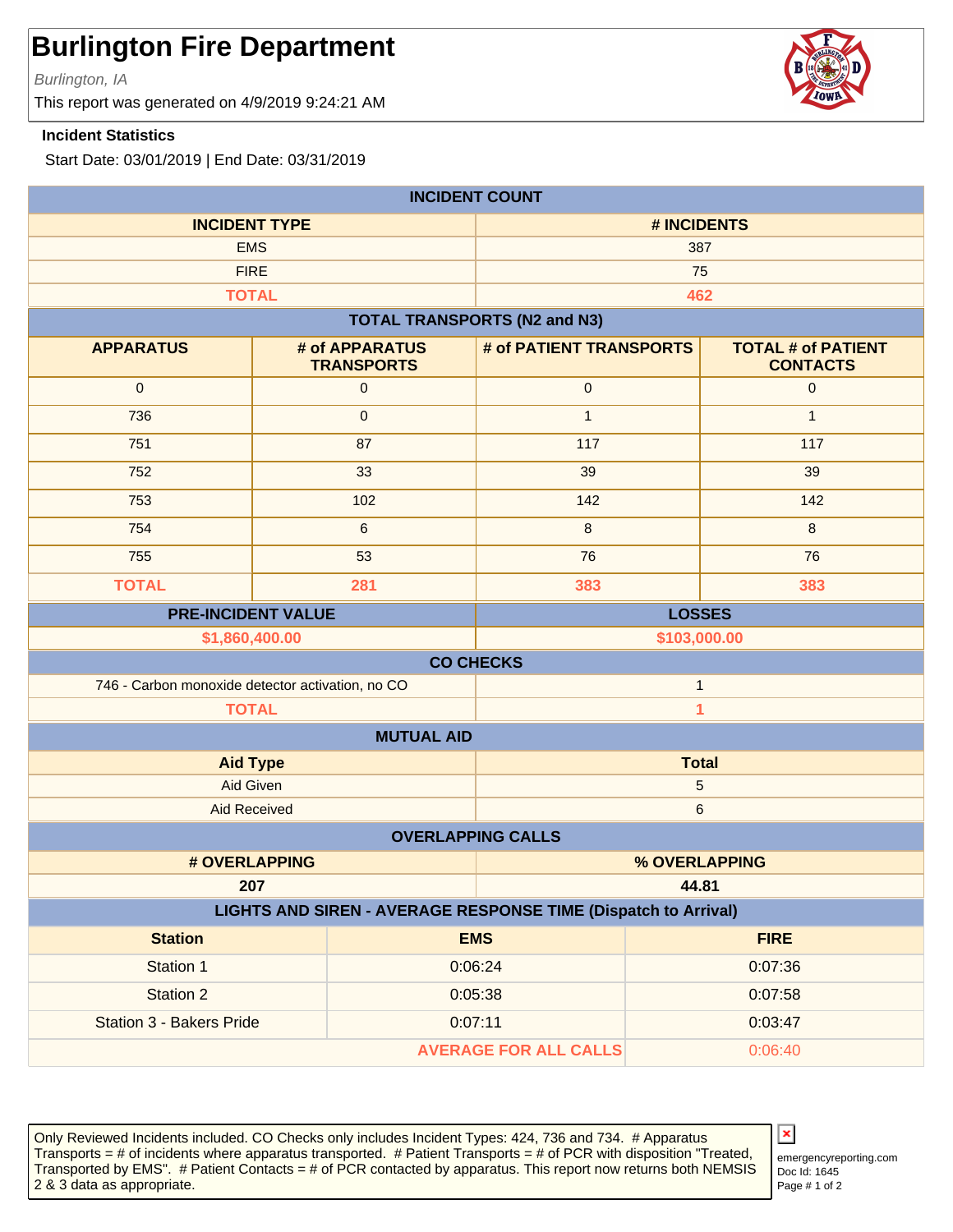# Burlington Fire Department

*Burlington, IA*

This report was generated on 4/9/2019 9:24:21 AM

**Incident Statistics**

Start Date: 03/01/2019 | End Date: 03/31/2019

## INCIDENT COUNT

| INCIDENT TYPE | # INCIDENTS |
|---|---|
| EMS | 387 |
| FIRE | 75 |
| **TOTAL** | **462** |

## TOTAL TRANSPORTS (N2 and N3)

| APPARATUS | # of APPARATUS TRANSPORTS | # of PATIENT TRANSPORTS | TOTAL # of PATIENT CONTACTS |
|---|---|---|---|
| 0 | 0 | 0 | 0 |
| 736 | 0 | 1 | 1 |
| 751 | 87 | 117 | 117 |
| 752 | 33 | 39 | 39 |
| 753 | 102 | 142 | 142 |
| 754 | 6 | 8 | 8 |
| 755 | 53 | 76 | 76 |
| **TOTAL** | **281** | **383** | **383** |

| PRE-INCIDENT VALUE | LOSSES |
|---|---|
| **$1,860,400.00** | **$103,000.00** |

## CO CHECKS

| | |
|---|---|
| 746 - Carbon monoxide detector activation, no CO | 1 |
| **TOTAL** | **1** |

## MUTUAL AID

| Aid Type | Total |
|---|---|
| Aid Given | 5 |
| Aid Received | 6 |

## OVERLAPPING CALLS

| # OVERLAPPING | % OVERLAPPING |
|---|---|
| **207** | **44.81** |

## LIGHTS AND SIREN - AVERAGE RESPONSE TIME (Dispatch to Arrival)

| Station | EMS | FIRE |
|---|---|---|
| Station 1 | 0:06:24 | 0:07:36 |
| Station 2 | 0:05:38 | 0:07:58 |
| Station 3 - Bakers Pride | 0:07:11 | 0:03:47 |
| | **AVERAGE FOR ALL CALLS** | 0:06:40 |

Only Reviewed Incidents included. CO Checks only includes Incident Types: 424, 736 and 734. # Apparatus Transports = # of incidents where apparatus transported. # Patient Transports = # of PCR with disposition "Treated, Transported by EMS". # Patient Contacts = # of PCR contacted by apparatus. This report now returns both NEMSIS 2 & 3 data as appropriate.

emergencyreporting.com
Doc Id: 1645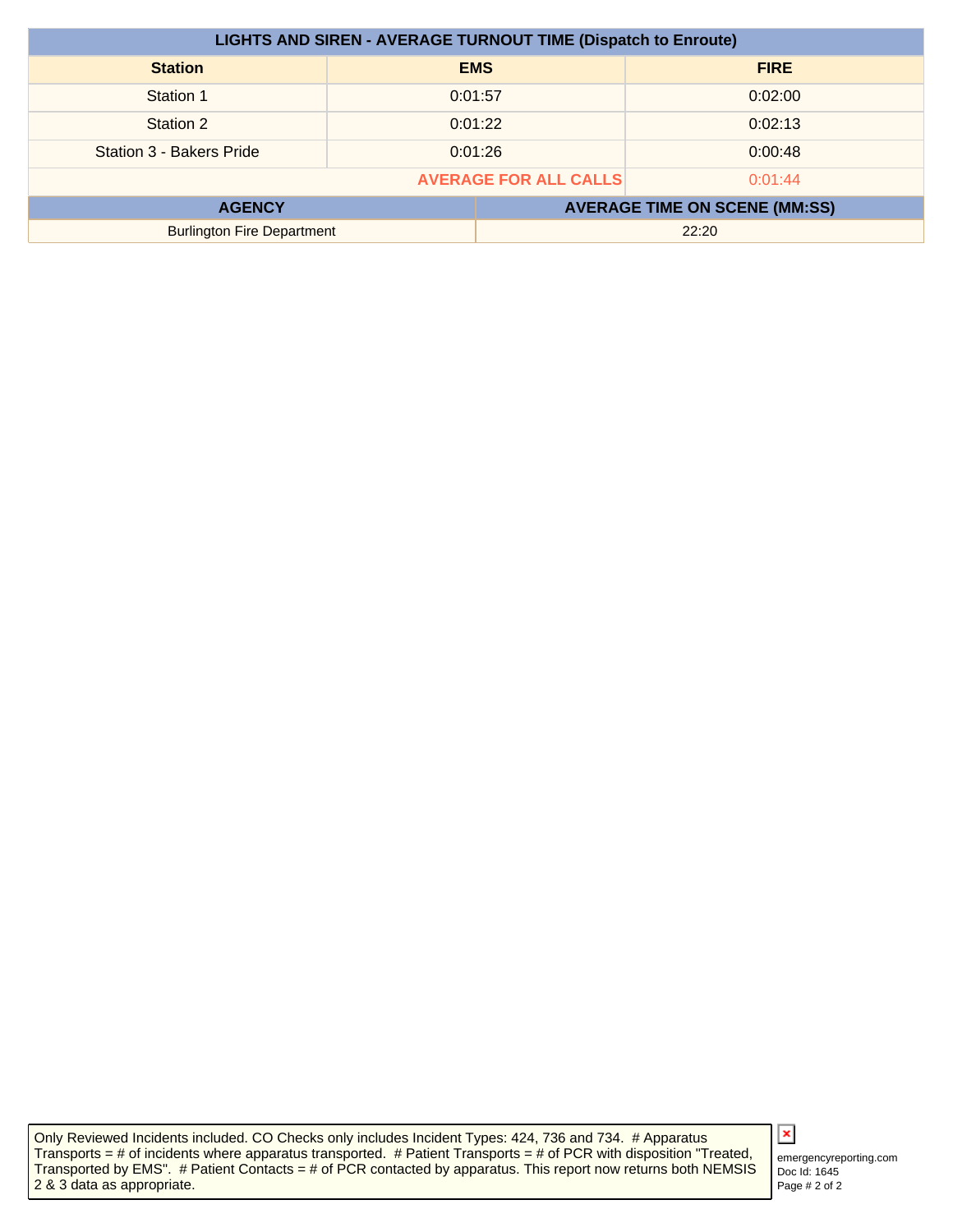| LIGHTS AND SIREN - AVERAGE TURNOUT TIME (Dispatch to Enroute) | | |
|---|---|---|
| **Station** | **EMS** | **FIRE** |
| Station 1 | 0:01:57 | 0:02:00 |
| Station 2 | 0:01:22 | 0:02:13 |
| Station 3 - Bakers Pride | 0:01:26 | 0:00:48 |
| | **AVERAGE FOR ALL CALLS** | 0:01:44 |

| AGENCY | AVERAGE TIME ON SCENE (MM:SS) |
|---|---|
| Burlington Fire Department | 22:20 |

Only Reviewed Incidents included. CO Checks only includes Incident Types: 424, 736 and 734. # Apparatus Transports = # of incidents where apparatus transported. # Patient Transports = # of PCR with disposition "Treated, Transported by EMS". # Patient Contacts = # of PCR contacted by apparatus. This report now returns both NEMSIS 2 & 3 data as appropriate.

emergencyreporting.com
Doc Id: 1645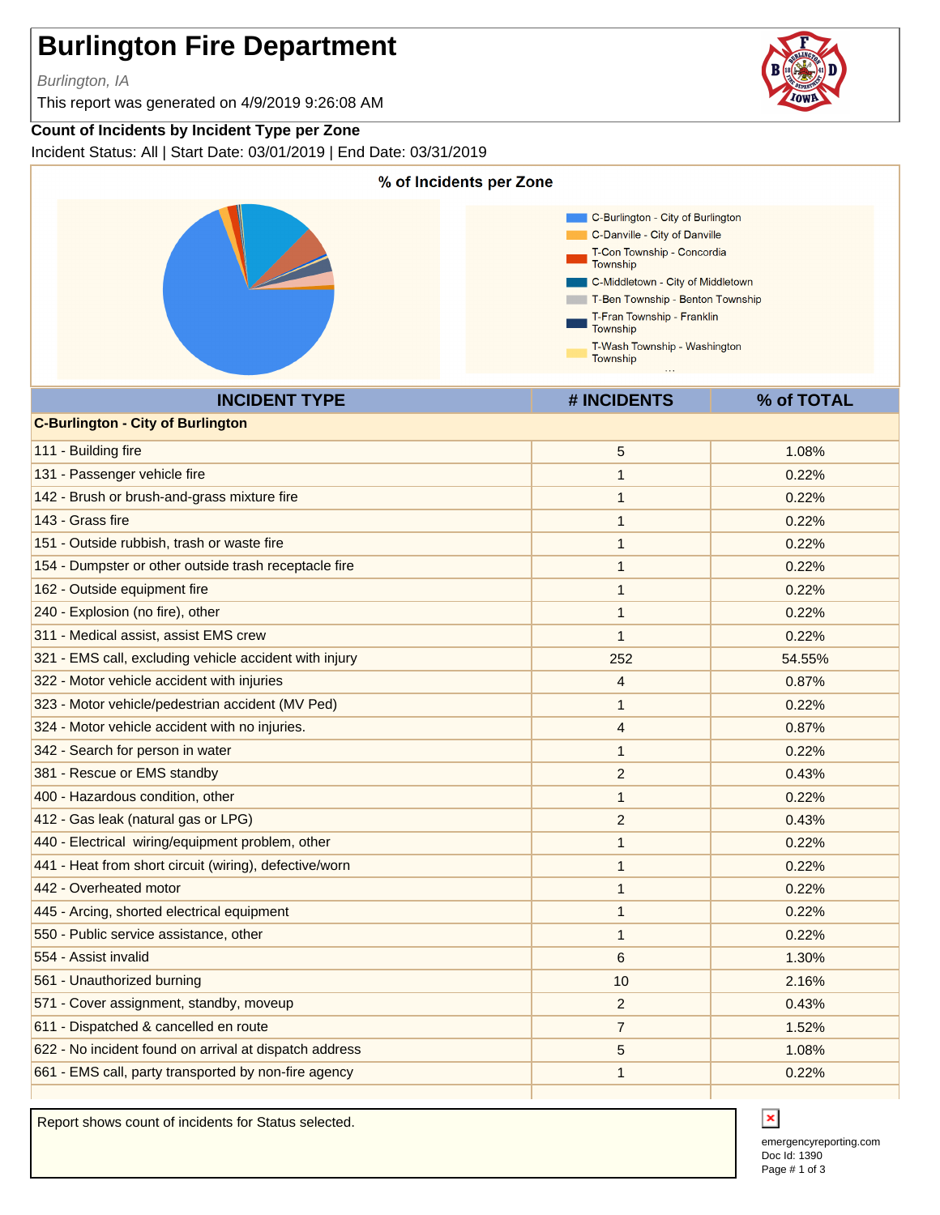# Burlington Fire Department

*Burlington, IA*

This report was generated on 4/9/2019 9:26:08 AM

**Count of Incidents by Incident Type per Zone**

Incident Status: All | Start Date: 03/01/2019 | End Date: 03/31/2019

**% of Incidents per Zone**

- C-Burlington - City of Burlington
- C-Danville - City of Danville
- T-Con Township - Concordia Township
- C-Middletown - City of Middletown
- T-Ben Township - Benton Township
- T-Fran Township - Franklin Township
- T-Wash Township - Washington Township

| INCIDENT TYPE | # INCIDENTS | % of TOTAL |
|---|---|---|
| **C-Burlington - City of Burlington** | | |
| 111 - Building fire | 5 | 1.08% |
| 131 - Passenger vehicle fire | 1 | 0.22% |
| 142 - Brush or brush-and-grass mixture fire | 1 | 0.22% |
| 143 - Grass fire | 1 | 0.22% |
| 151 - Outside rubbish, trash or waste fire | 1 | 0.22% |
| 154 - Dumpster or other outside trash receptacle fire | 1 | 0.22% |
| 162 - Outside equipment fire | 1 | 0.22% |
| 240 - Explosion (no fire), other | 1 | 0.22% |
| 311 - Medical assist, assist EMS crew | 1 | 0.22% |
| 321 - EMS call, excluding vehicle accident with injury | 252 | 54.55% |
| 322 - Motor vehicle accident with injuries | 4 | 0.87% |
| 323 - Motor vehicle/pedestrian accident (MV Ped) | 1 | 0.22% |
| 324 - Motor vehicle accident with no injuries. | 4 | 0.87% |
| 342 - Search for person in water | 1 | 0.22% |
| 381 - Rescue or EMS standby | 2 | 0.43% |
| 400 - Hazardous condition, other | 1 | 0.22% |
| 412 - Gas leak (natural gas or LPG) | 2 | 0.43% |
| 440 - Electrical wiring/equipment problem, other | 1 | 0.22% |
| 441 - Heat from short circuit (wiring), defective/worn | 1 | 0.22% |
| 442 - Overheated motor | 1 | 0.22% |
| 445 - Arcing, shorted electrical equipment | 1 | 0.22% |
| 550 - Public service assistance, other | 1 | 0.22% |
| 554 - Assist invalid | 6 | 1.30% |
| 561 - Unauthorized burning | 10 | 2.16% |
| 571 - Cover assignment, standby, moveup | 2 | 0.43% |
| 611 - Dispatched & cancelled en route | 7 | 1.52% |
| 622 - No incident found on arrival at dispatch address | 5 | 1.08% |
| 661 - EMS call, party transported by non-fire agency | 1 | 0.22% |

Report shows count of incidents for Status selected.

emergencyreporting.com
Doc Id: 1390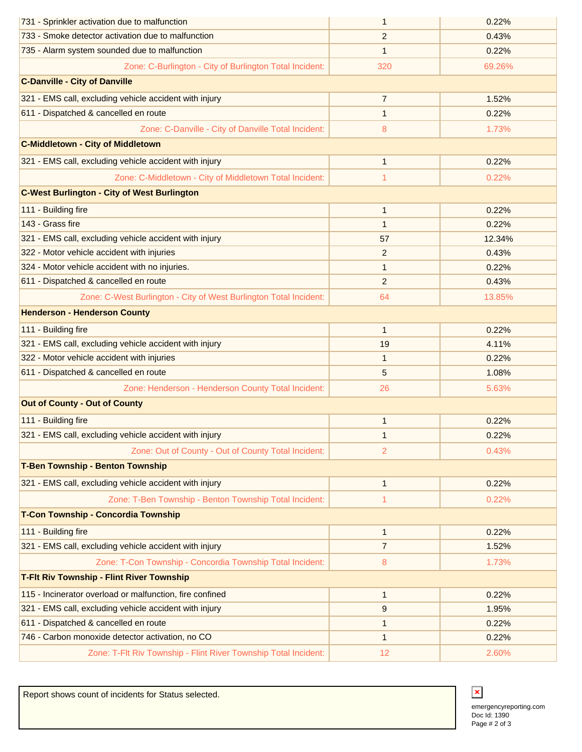| | | |
|---|---|---|
| 731 - Sprinkler activation due to malfunction | 1 | 0.22% |
| 733 - Smoke detector activation due to malfunction | 2 | 0.43% |
| 735 - Alarm system sounded due to malfunction | 1 | 0.22% |
| Zone: C-Burlington - City of Burlington Total Incident: | 320 | 69.26% |
| **C-Danville - City of Danville** | | |
| 321 - EMS call, excluding vehicle accident with injury | 7 | 1.52% |
| 611 - Dispatched & cancelled en route | 1 | 0.22% |
| Zone: C-Danville - City of Danville Total Incident: | 8 | 1.73% |
| **C-Middletown - City of Middletown** | | |
| 321 - EMS call, excluding vehicle accident with injury | 1 | 0.22% |
| Zone: C-Middletown - City of Middletown Total Incident: | 1 | 0.22% |
| **C-West Burlington - City of West Burlington** | | |
| 111 - Building fire | 1 | 0.22% |
| 143 - Grass fire | 1 | 0.22% |
| 321 - EMS call, excluding vehicle accident with injury | 57 | 12.34% |
| 322 - Motor vehicle accident with injuries | 2 | 0.43% |
| 324 - Motor vehicle accident with no injuries. | 1 | 0.22% |
| 611 - Dispatched & cancelled en route | 2 | 0.43% |
| Zone: C-West Burlington - City of West Burlington Total Incident: | 64 | 13.85% |
| **Henderson - Henderson County** | | |
| 111 - Building fire | 1 | 0.22% |
| 321 - EMS call, excluding vehicle accident with injury | 19 | 4.11% |
| 322 - Motor vehicle accident with injuries | 1 | 0.22% |
| 611 - Dispatched & cancelled en route | 5 | 1.08% |
| Zone: Henderson - Henderson County Total Incident: | 26 | 5.63% |
| **Out of County - Out of County** | | |
| 111 - Building fire | 1 | 0.22% |
| 321 - EMS call, excluding vehicle accident with injury | 1 | 0.22% |
| Zone: Out of County - Out of County Total Incident: | 2 | 0.43% |
| **T-Ben Township - Benton Township** | | |
| 321 - EMS call, excluding vehicle accident with injury | 1 | 0.22% |
| Zone: T-Ben Township - Benton Township Total Incident: | 1 | 0.22% |
| **T-Con Township - Concordia Township** | | |
| 111 - Building fire | 1 | 0.22% |
| 321 - EMS call, excluding vehicle accident with injury | 7 | 1.52% |
| Zone: T-Con Township - Concordia Township Total Incident: | 8 | 1.73% |
| **T-Flt Riv Township - Flint River Township** | | |
| 115 - Incinerator overload or malfunction, fire confined | 1 | 0.22% |
| 321 - EMS call, excluding vehicle accident with injury | 9 | 1.95% |
| 611 - Dispatched & cancelled en route | 1 | 0.22% |
| 746 - Carbon monoxide detector activation, no CO | 1 | 0.22% |
| Zone: T-Flt Riv Township - Flint River Township Total Incident: | 12 | 2.60% |

Report shows count of incidents for Status selected.

emergencyreporting.com
Doc Id: 1390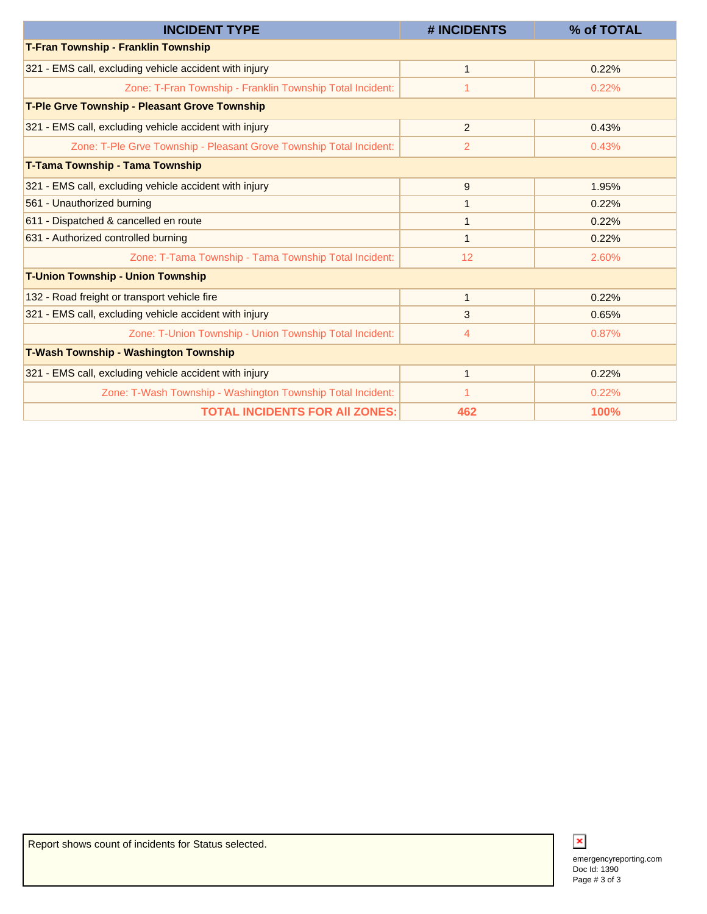| INCIDENT TYPE | # INCIDENTS | % of TOTAL |
|---|---|---|
| **T-Fran Township - Franklin Township** | | |
| 321 - EMS call, excluding vehicle accident with injury | 1 | 0.22% |
| Zone: T-Fran Township - Franklin Township Total Incident: | 1 | 0.22% |
| **T-Ple Grve Township - Pleasant Grove Township** | | |
| 321 - EMS call, excluding vehicle accident with injury | 2 | 0.43% |
| Zone: T-Ple Grve Township - Pleasant Grove Township Total Incident: | 2 | 0.43% |
| **T-Tama Township - Tama Township** | | |
| 321 - EMS call, excluding vehicle accident with injury | 9 | 1.95% |
| 561 - Unauthorized burning | 1 | 0.22% |
| 611 - Dispatched & cancelled en route | 1 | 0.22% |
| 631 - Authorized controlled burning | 1 | 0.22% |
| Zone: T-Tama Township - Tama Township Total Incident: | 12 | 2.60% |
| **T-Union Township - Union Township** | | |
| 132 - Road freight or transport vehicle fire | 1 | 0.22% |
| 321 - EMS call, excluding vehicle accident with injury | 3 | 0.65% |
| Zone: T-Union Township - Union Township Total Incident: | 4 | 0.87% |
| **T-Wash Township - Washington Township** | | |
| 321 - EMS call, excluding vehicle accident with injury | 1 | 0.22% |
| Zone: T-Wash Township - Washington Township Total Incident: | 1 | 0.22% |
| **TOTAL INCIDENTS FOR All ZONES:** | **462** | **100%** |

Report shows count of incidents for Status selected.

emergencyreporting.com
Doc Id: 1390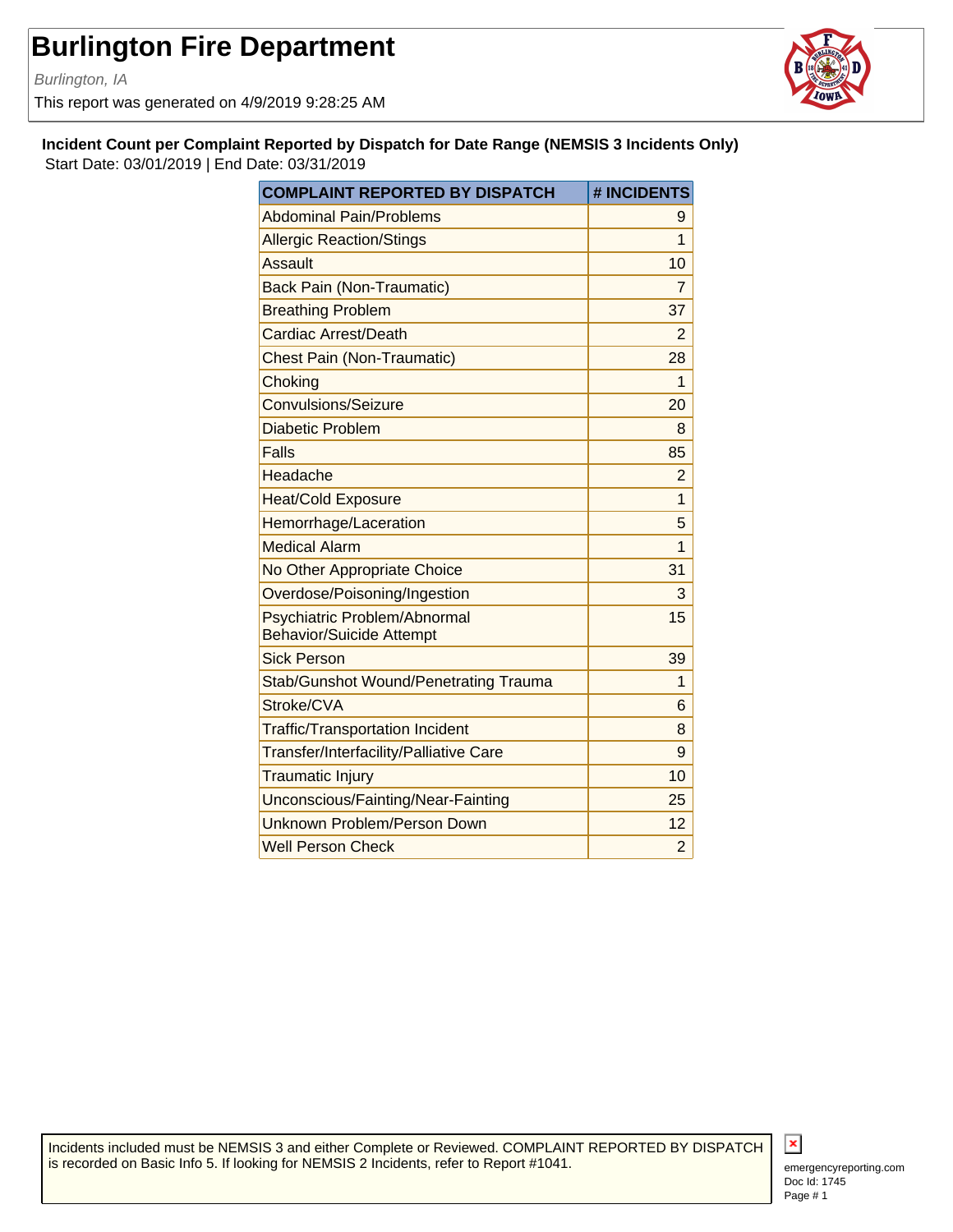# Burlington Fire Department

*Burlington, IA*

This report was generated on 4/9/2019 9:28:25 AM

**Incident Count per Complaint Reported by Dispatch for Date Range (NEMSIS 3 Incidents Only)**

Start Date: 03/01/2019 | End Date: 03/31/2019

| COMPLAINT REPORTED BY DISPATCH | # INCIDENTS |
|---|---|
| Abdominal Pain/Problems | 9 |
| Allergic Reaction/Stings | 1 |
| Assault | 10 |
| Back Pain (Non-Traumatic) | 7 |
| Breathing Problem | 37 |
| Cardiac Arrest/Death | 2 |
| Chest Pain (Non-Traumatic) | 28 |
| Choking | 1 |
| Convulsions/Seizure | 20 |
| Diabetic Problem | 8 |
| Falls | 85 |
| Headache | 2 |
| Heat/Cold Exposure | 1 |
| Hemorrhage/Laceration | 5 |
| Medical Alarm | 1 |
| No Other Appropriate Choice | 31 |
| Overdose/Poisoning/Ingestion | 3 |
| Psychiatric Problem/Abnormal Behavior/Suicide Attempt | 15 |
| Sick Person | 39 |
| Stab/Gunshot Wound/Penetrating Trauma | 1 |
| Stroke/CVA | 6 |
| Traffic/Transportation Incident | 8 |
| Transfer/Interfacility/Palliative Care | 9 |
| Traumatic Injury | 10 |
| Unconscious/Fainting/Near-Fainting | 25 |
| Unknown Problem/Person Down | 12 |
| Well Person Check | 2 |

Incidents included must be NEMSIS 3 and either Complete or Reviewed. COMPLAINT REPORTED BY DISPATCH is recorded on Basic Info 5. If looking for NEMSIS 2 Incidents, refer to Report #1041.

emergencyreporting.com
Doc Id: 1745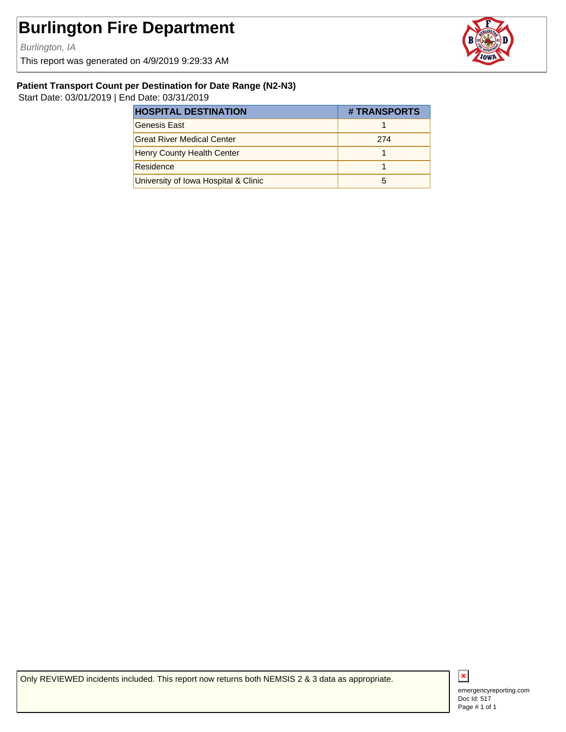# Burlington Fire Department

*Burlington, IA*

This report was generated on 4/9/2019 9:29:33 AM

**Patient Transport Count per Destination for Date Range (N2-N3)**

Start Date: 03/01/2019 | End Date: 03/31/2019

| HOSPITAL DESTINATION | # TRANSPORTS |
|---|---|
| Genesis East | 1 |
| Great River Medical Center | 274 |
| Henry County Health Center | 1 |
| Residence | 1 |
| University of Iowa Hospital & Clinic | 5 |

Only REVIEWED incidents included. This report now returns both NEMSIS 2 & 3 data as appropriate.

emergencyreporting.com
Doc Id: 517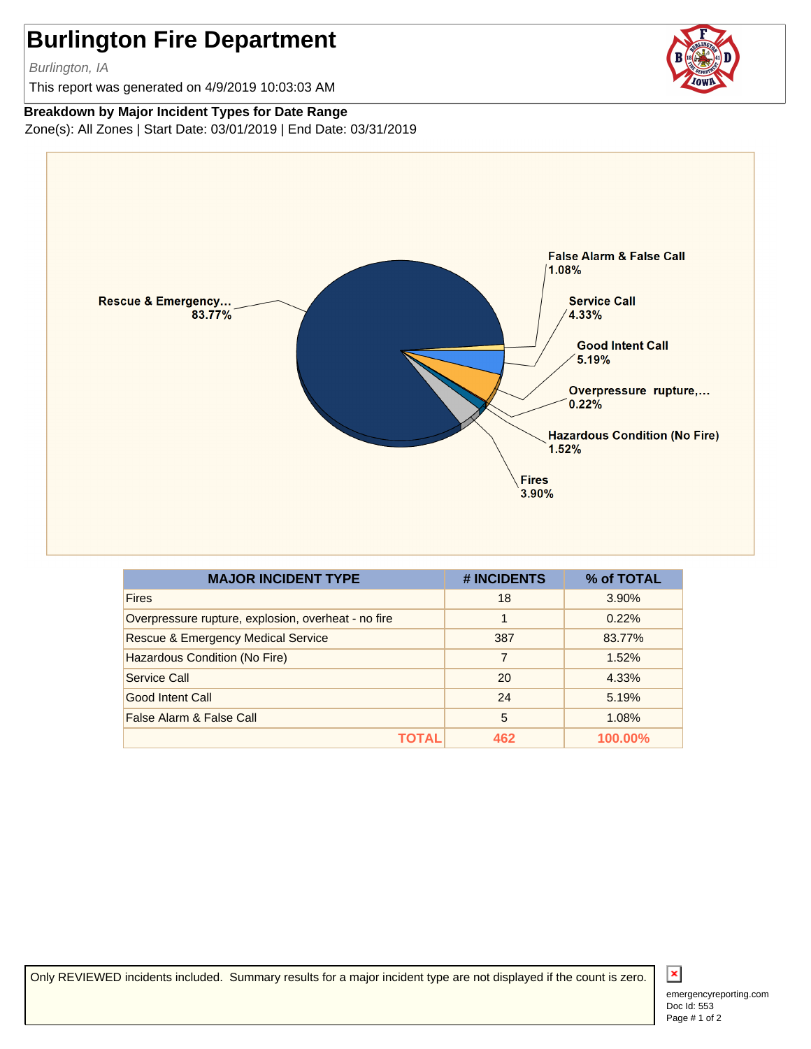# Burlington Fire Department

*Burlington, IA*

This report was generated on 4/9/2019 10:03:03 AM

**Breakdown by Major Incident Types for Date Range**

Zone(s): All Zones | Start Date: 03/01/2019 | End Date: 03/31/2019

| MAJOR INCIDENT TYPE | # INCIDENTS | % of TOTAL |
|---|---|---|
| Fires | 18 | 3.90% |
| Overpressure rupture, explosion, overheat - no fire | 1 | 0.22% |
| Rescue & Emergency Medical Service | 387 | 83.77% |
| Hazardous Condition (No Fire) | 7 | 1.52% |
| Service Call | 20 | 4.33% |
| Good Intent Call | 24 | 5.19% |
| False Alarm & False Call | 5 | 1.08% |
| **TOTAL** | **462** | **100.00%** |

Only REVIEWED incidents included. Summary results for a major incident type are not displayed if the count is zero.

emergencyreporting.com
Doc Id: 553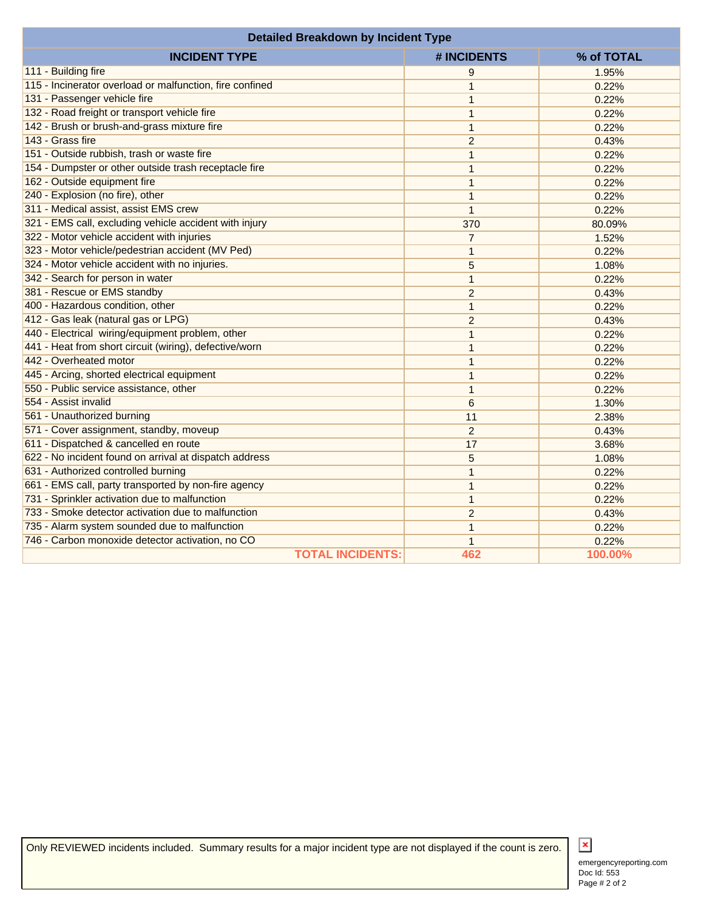| Detailed Breakdown by Incident Type | | |
|---|---|---|
| **INCIDENT TYPE** | **# INCIDENTS** | **% of TOTAL** |
| 111 - Building fire | 9 | 1.95% |
| 115 - Incinerator overload or malfunction, fire confined | 1 | 0.22% |
| 131 - Passenger vehicle fire | 1 | 0.22% |
| 132 - Road freight or transport vehicle fire | 1 | 0.22% |
| 142 - Brush or brush-and-grass mixture fire | 1 | 0.22% |
| 143 - Grass fire | 2 | 0.43% |
| 151 - Outside rubbish, trash or waste fire | 1 | 0.22% |
| 154 - Dumpster or other outside trash receptacle fire | 1 | 0.22% |
| 162 - Outside equipment fire | 1 | 0.22% |
| 240 - Explosion (no fire), other | 1 | 0.22% |
| 311 - Medical assist, assist EMS crew | 1 | 0.22% |
| 321 - EMS call, excluding vehicle accident with injury | 370 | 80.09% |
| 322 - Motor vehicle accident with injuries | 7 | 1.52% |
| 323 - Motor vehicle/pedestrian accident (MV Ped) | 1 | 0.22% |
| 324 - Motor vehicle accident with no injuries. | 5 | 1.08% |
| 342 - Search for person in water | 1 | 0.22% |
| 381 - Rescue or EMS standby | 2 | 0.43% |
| 400 - Hazardous condition, other | 1 | 0.22% |
| 412 - Gas leak (natural gas or LPG) | 2 | 0.43% |
| 440 - Electrical wiring/equipment problem, other | 1 | 0.22% |
| 441 - Heat from short circuit (wiring), defective/worn | 1 | 0.22% |
| 442 - Overheated motor | 1 | 0.22% |
| 445 - Arcing, shorted electrical equipment | 1 | 0.22% |
| 550 - Public service assistance, other | 1 | 0.22% |
| 554 - Assist invalid | 6 | 1.30% |
| 561 - Unauthorized burning | 11 | 2.38% |
| 571 - Cover assignment, standby, moveup | 2 | 0.43% |
| 611 - Dispatched & cancelled en route | 17 | 3.68% |
| 622 - No incident found on arrival at dispatch address | 5 | 1.08% |
| 631 - Authorized controlled burning | 1 | 0.22% |
| 661 - EMS call, party transported by non-fire agency | 1 | 0.22% |
| 731 - Sprinkler activation due to malfunction | 1 | 0.22% |
| 733 - Smoke detector activation due to malfunction | 2 | 0.43% |
| 735 - Alarm system sounded due to malfunction | 1 | 0.22% |
| 746 - Carbon monoxide detector activation, no CO | 1 | 0.22% |
| **TOTAL INCIDENTS:** | **462** | **100.00%** |

Only REVIEWED incidents included. Summary results for a major incident type are not displayed if the count is zero.

emergencyreporting.com
Doc Id: 553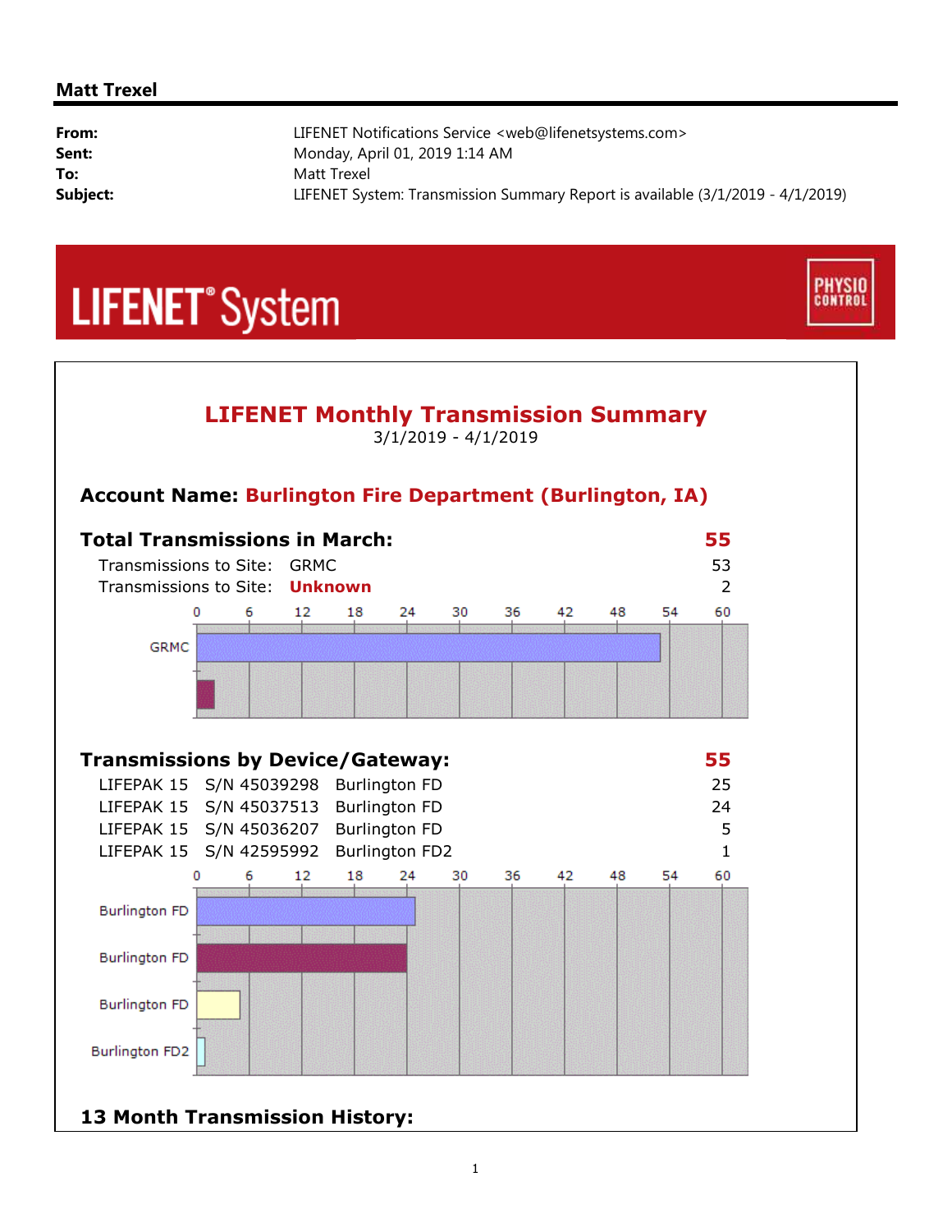**Matt Trexel**

| | |
|---|---|
| **From:** | LIFENET Notifications Service <web@lifenetsystems.com> |
| **Sent:** | Monday, April 01, 2019 1:14 AM |
| **To:** | Matt Trexel |
| **Subject:** | LIFENET System: Transmission Summary Report is available (3/1/2019 - 4/1/2019) |

LIFENET® System

PHYSIO CONTROL

## LIFENET Monthly Transmission Summary

3/1/2019 - 4/1/2019

### Account Name: Burlington Fire Department (Burlington, IA)

### Total Transmissions in March: 55

| | | |
|---|---|---|
| Transmissions to Site: | GRMC | 53 |
| Transmissions to Site: | **Unknown** | 2 |

### Transmissions by Device/Gateway: 55

| | | | |
|---|---|---|---|
| LIFEPAK 15 | S/N 45039298 | Burlington FD | 25 |
| LIFEPAK 15 | S/N 45037513 | Burlington FD | 24 |
| LIFEPAK 15 | S/N 45036207 | Burlington FD | 5 |
| LIFEPAK 15 | S/N 42595992 | Burlington FD2 | 1 |

### 13 Month Transmission History: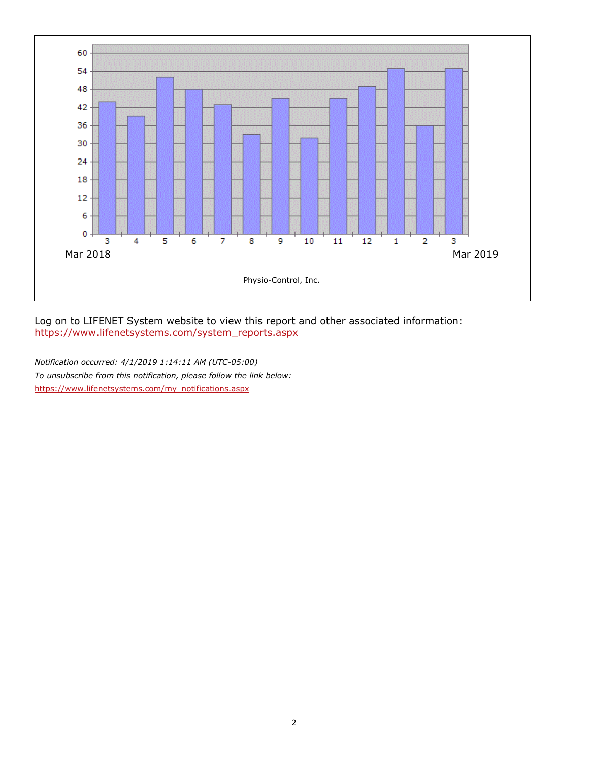60
54
48
42
36
30
24
18
12
6
0

3 4 5 6 7 8 9 10 11 12 1 2 3

Mar 2018

Mar 2019

Physio-Control, Inc.

Log on to LIFENET System website to view this report and other associated information: [https://www.lifenetsystems.com/system_reports.aspx](https://www.lifenetsystems.com/system_reports.aspx)

*Notification occurred: 4/1/2019 1:14:11 AM (UTC-05:00)*

*To unsubscribe from this notification, please follow the link below:*

[https://www.lifenetsystems.com/my_notifications.aspx](https://www.lifenetsystems.com/my_notifications.aspx)